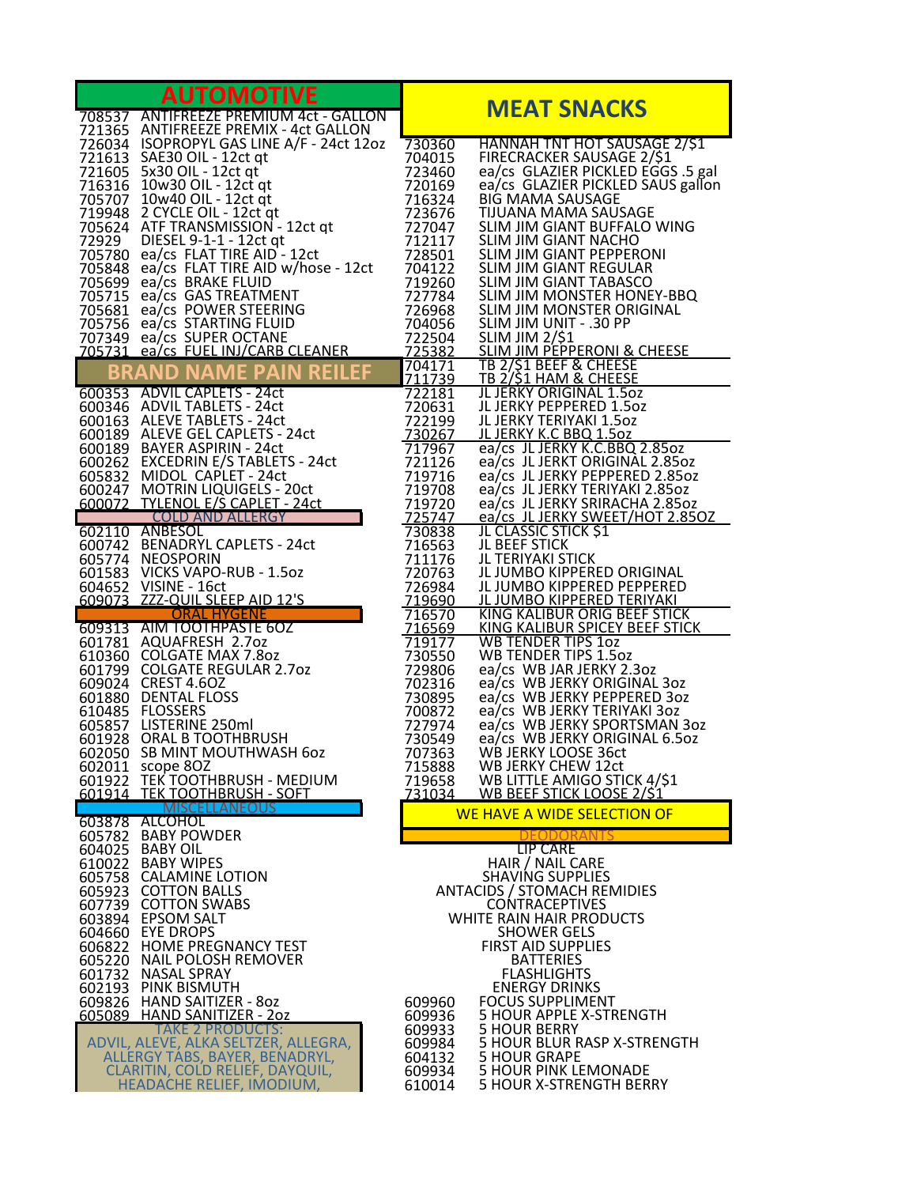## AUTOMOTIVE

| Code | Item |
|---|---|
| 708537 | ANTIFREEZE PREMIUM 4ct - GALLON |
| 721365 | ANTIFREEZE PREMIX - 4ct GALLON |
| 726034 | ISOPROPYL GAS LINE A/F - 24ct 12oz |
| 721613 | SAE30 OIL - 12ct qt |
| 721605 | 5x30 OIL - 12ct qt |
| 716316 | 10w30 OIL - 12ct qt |
| 705707 | 10w40 OIL - 12ct qt |
| 719948 | 2 CYCLE OIL - 12ct qt |
| 705624 | ATF TRANSMISSION - 12ct qt |
| 72929 | DIESEL 9-1-1 - 12ct qt |
| 705780 | ea/cs FLAT TIRE AID - 12ct |
| 705848 | ea/cs FLAT TIRE AID w/hose - 12ct |
| 705699 | ea/cs BRAKE FLUID |
| 705715 | ea/cs GAS TREATMENT |
| 705681 | ea/cs POWER STEERING |
| 705756 | ea/cs STARTING FLUID |
| 707349 | ea/cs SUPER OCTANE |
| 705731 | ea/cs FUEL INJ/CARB CLEANER |

## BRAND NAME PAIN REILEF

| Code | Item |
|---|---|
| 600353 | ADVIL CAPLETS - 24ct |
| 600346 | ADVIL TABLETS - 24ct |
| 600163 | ALEVE TABLETS - 24ct |
| 600189 | ALEVE GEL CAPLETS - 24ct |
| 600189 | BAYER ASPIRIN - 24ct |
| 600262 | EXCEDRIN E/S TABLETS - 24ct |
| 605832 | MIDOL CAPLET - 24ct |
| 600247 | MOTRIN LIQUIGELS - 20ct |
| 600072 | TYLENOL E/S CAPLET - 24ct |

## COLD AND ALLERGY

| Code | Item |
|---|---|
| 602110 | ANBESOL |
| 600742 | BENADRYL CAPLETS - 24ct |
| 605774 | NEOSPORIN |
| 601583 | VICKS VAPO-RUB - 1.5oz |
| 604652 | VISINE - 16ct |
| 609073 | ZZZ-QUIL SLEEP AID 12'S |

## ORAL HYGENE

| Code | Item |
|---|---|
| 609313 | AIM TOOTHPASTE 6OZ |
| 601781 | AQUAFRESH 2.7oz |
| 610360 | COLGATE MAX 7.8oz |
| 601799 | COLGATE REGULAR 2.7oz |
| 609024 | CREST 4.6OZ |
| 601880 | DENTAL FLOSS |
| 610485 | FLOSSERS |
| 605857 | LISTERINE 250ml |
| 601928 | ORAL B TOOTHBRUSH |
| 602050 | SB MINT MOUTHWASH 6oz |
| 602011 | scope 8OZ |
| 601922 | TEK TOOTHBRUSH - MEDIUM |
| 601914 | TEK TOOTHBRUSH - SOFT |

## MISCELLANEOUS

| Code | Item |
|---|---|
| 603878 | ALCOHOL |
| 605782 | BABY POWDER |
| 604025 | BABY OIL |
| 610022 | BABY WIPES |
| 605758 | CALAMINE LOTION |
| 605923 | COTTON BALLS |
| 607739 | COTTON SWABS |
| 603894 | EPSOM SALT |
| 604660 | EYE DROPS |
| 606822 | HOME PREGNANCY TEST |
| 605220 | NAIL POLOSH REMOVER |
| 601732 | NASAL SPRAY |
| 602193 | PINK BISMUTH |
| 609826 | HAND SAITIZER - 8oz |
| 605089 | HAND SANITIZER - 2oz |

TAKE 2 PRODUCTS:
ADVIL, ALEVE, ALKA SELTZER, ALLEGRA, ALLERGY TABS, BAYER, BENADRYL, CLARITIN, COLD RELIEF, DAYQUIL, HEADACHE RELIEF, IMODIUM,

## MEAT SNACKS

| Code | Item |
|---|---|
| 730360 | HANNAH TNT HOT SAUSAGE 2/$1 |
| 704015 | FIRECRACKER SAUSAGE 2/$1 |
| 723460 | ea/cs GLAZIER PICKLED EGGS .5 gal |
| 720169 | ea/cs GLAZIER PICKLED SAUS gallon |
| 716324 | BIG MAMA SAUSAGE |
| 723676 | TIJUANA MAMA SAUSAGE |
| 727047 | SLIM JIM GIANT BUFFALO WING |
| 712117 | SLIM JIM GIANT NACHO |
| 728501 | SLIM JIM GIANT PEPPERONI |
| 704122 | SLIM JIM GIANT REGULAR |
| 719260 | SLIM JIM GIANT TABASCO |
| 727784 | SLIM JIM MONSTER HONEY-BBQ |
| 726968 | SLIM JIM MONSTER ORIGINAL |
| 704056 | SLIM JIM UNIT - .30 PP |
| 722504 | SLIM JIM 2/$1 |
| 725382 | SLIM JIM PEPPERONI & CHEESE |
| 704171 | TB 2/$1 BEEF & CHEESE |
| 711739 | TB 2/$1 HAM & CHEESE |
| 722181 | JL JERKY ORIGINAL 1.5oz |
| 720631 | JL JERKY PEPPERED 1.5oz |
| 722199 | JL JERKY TERIYAKI 1.5oz |
| 730267 | JL JERKY K.C BBQ 1.5oz |
| 717967 | ea/cs JL JERKY K.C.BBQ 2.85oz |
| 721126 | ea/cs JL JERKT ORIGINAL 2.85oz |
| 719716 | ea/cs JL JERKY PEPPERED 2.85oz |
| 719708 | ea/cs JL JERKY TERIYAKI 2.85oz |
| 719720 | ea/cs JL JERKY SRIRACHA 2.85oz |
| 725747 | ea/cs JL JERKY SWEET/HOT 2.85OZ |
| 730838 | JL CLASSIC STICK $1 |
| 716563 | JL BEEF STICK |
| 711176 | JL TERIYAKI STICK |
| 720763 | JL JUMBO KIPPERED ORIGINAL |
| 726984 | JL JUMBO KIPPERED PEPPERED |
| 719690 | JL JUMBO KIPPERED TERIYAKI |
| 716570 | KING KALIBUR ORIG BEEF STICK |
| 716569 | KING KALIBUR SPICEY BEEF STICK |
| 719177 | WB TENDER TIPS 1oz |
| 730550 | WB TENDER TIPS 1.5oz |
| 729806 | ea/cs WB JAR JERKY 2.3oz |
| 702316 | ea/cs WB JERKY ORIGINAL 3oz |
| 730895 | ea/cs WB JERKY PEPPERED 3oz |
| 700872 | ea/cs WB JERKY TERIYAKI 3oz |
| 727974 | ea/cs WB JERKY SPORTSMAN 3oz |
| 730549 | ea/cs WB JERKY ORIGINAL 6.5oz |
| 707363 | WB JERKY LOOSE 36ct |
| 715888 | WB JERKY CHEW 12ct |
| 719658 | WB LITTLE AMIGO STICK 4/$1 |
| 731034 | WB BEEF STICK LOOSE 2/$1 |

## WE HAVE A WIDE SELECTION OF

DEODORANTS
LIP CARE
HAIR / NAIL CARE
SHAVING SUPPLIES
ANTACIDS / STOMACH REMIDIES
CONTRACEPTIVES
WHITE RAIN HAIR PRODUCTS
SHOWER GELS
FIRST AID SUPPLIES
BATTERIES
FLASHLIGHTS
ENERGY DRINKS

| Code | Item |
|---|---|
| 609960 | FOCUS SUPPLIMENT |
| 609936 | 5 HOUR APPLE X-STRENGTH |
| 609933 | 5 HOUR BERRY |
| 609984 | 5 HOUR BLUR RASP X-STRENGTH |
| 604132 | 5 HOUR GRAPE |
| 609934 | 5 HOUR PINK LEMONADE |
| 610014 | 5 HOUR X-STRENGTH BERRY |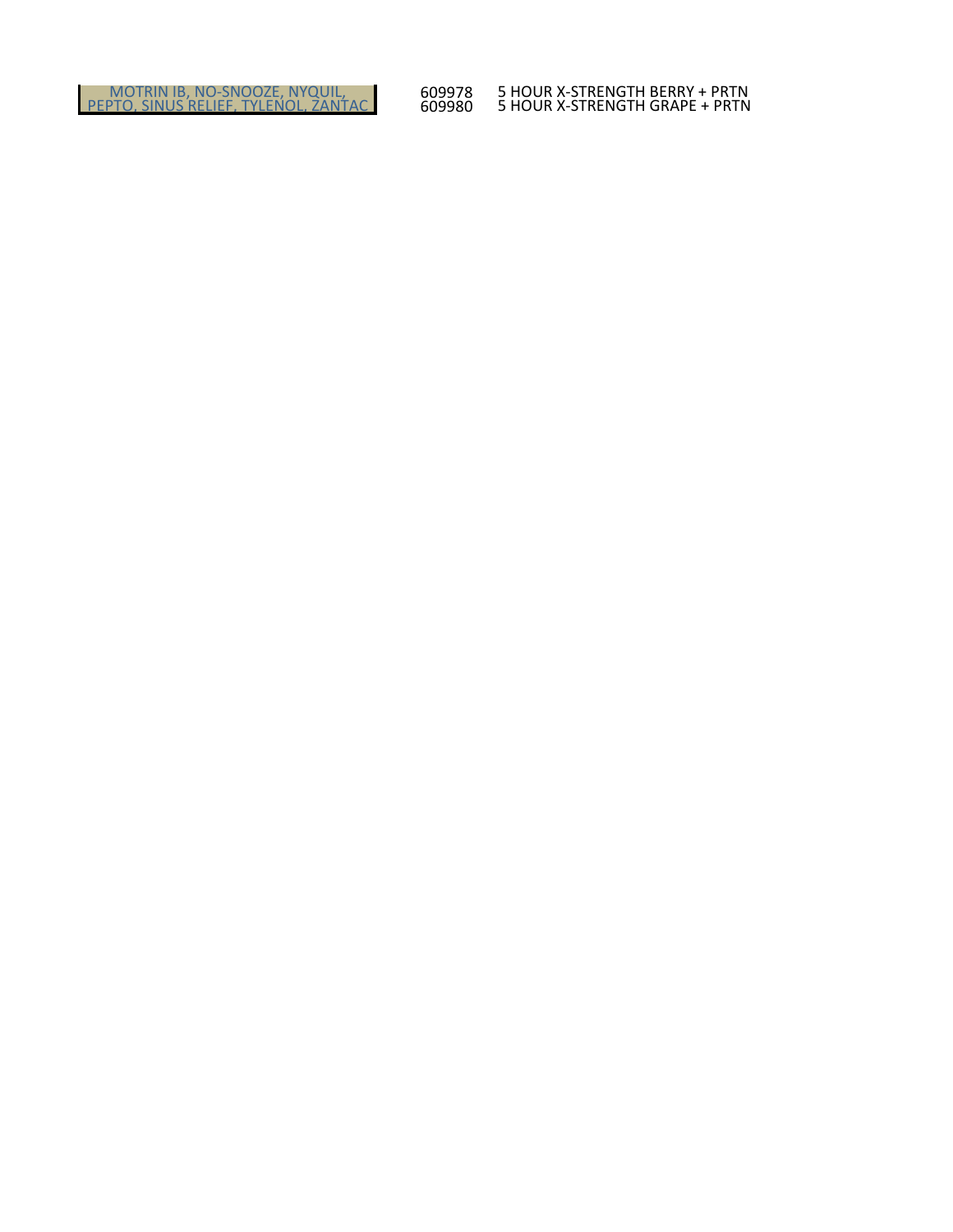| | | |
|---|---|---|
| MOTRIN IB, NO-SNOOZE, NYQUIL, PEPTO, SINUS RELIEF, TYLENOL, ZANTAC | 609978 | 5 HOUR X-STRENGTH BERRY + PRTN |
| | 609980 | 5 HOUR X-STRENGTH GRAPE + PRTN |